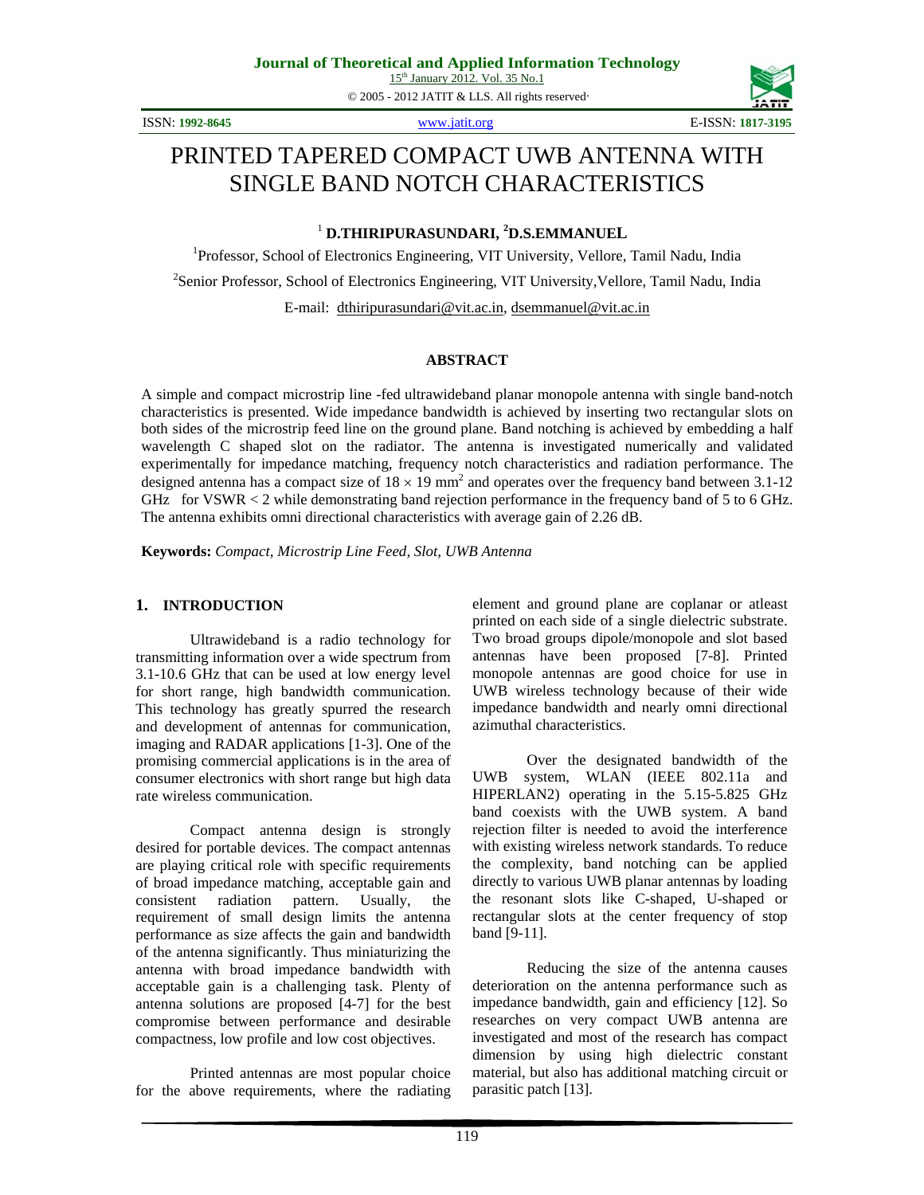# PRINTED TAPERED COMPACT UWB ANTENNA WITH SINGLE BAND NOTCH CHARACTERISTICS

[1] **D.THIRIPURASUNDARI, [2]D.S.EMMANUEL**

[1]Professor, School of Electronics Engineering, VIT University, Vellore, Tamil Nadu, India

[2]Senior Professor, School of Electronics Engineering, VIT University,Vellore, Tamil Nadu, India

E-mail: dthiripurasundari@vit.ac.in, dsemmanuel@vit.ac.in

## ABSTRACT

A simple and compact microstrip line -fed ultrawideband planar monopole antenna with single band-notch characteristics is presented. Wide impedance bandwidth is achieved by inserting two rectangular slots on both sides of the microstrip feed line on the ground plane. Band notching is achieved by embedding a half wavelength C shaped slot on the radiator. The antenna is investigated numerically and validated experimentally for impedance matching, frequency notch characteristics and radiation performance. The designed antenna has a compact size of $18 \times 19$ mm$^2$ and operates over the frequency band between 3.1-12 GHz for VSWR < 2 while demonstrating band rejection performance in the frequency band of 5 to 6 GHz. The antenna exhibits omni directional characteristics with average gain of 2.26 dB.

**Keywords:** *Compact, Microstrip Line Feed, Slot, UWB Antenna*

## 1. INTRODUCTION

Ultrawideband is a radio technology for transmitting information over a wide spectrum from 3.1-10.6 GHz that can be used at low energy level for short range, high bandwidth communication. This technology has greatly spurred the research and development of antennas for communication, imaging and RADAR applications [1-3]. One of the promising commercial applications is in the area of consumer electronics with short range but high data rate wireless communication.

Compact antenna design is strongly desired for portable devices. The compact antennas are playing critical role with specific requirements of broad impedance matching, acceptable gain and consistent radiation pattern. Usually, the requirement of small design limits the antenna performance as size affects the gain and bandwidth of the antenna significantly. Thus miniaturizing the antenna with broad impedance bandwidth with acceptable gain is a challenging task. Plenty of antenna solutions are proposed [4-7] for the best compromise between performance and desirable compactness, low profile and low cost objectives.

Printed antennas are most popular choice for the above requirements, where the radiating element and ground plane are coplanar or atleast printed on each side of a single dielectric substrate. Two broad groups dipole/monopole and slot based antennas have been proposed [7-8]. Printed monopole antennas are good choice for use in UWB wireless technology because of their wide impedance bandwidth and nearly omni directional azimuthal characteristics.

Over the designated bandwidth of the UWB system, WLAN (IEEE 802.11a and HIPERLAN2) operating in the 5.15-5.825 GHz band coexists with the UWB system. A band rejection filter is needed to avoid the interference with existing wireless network standards. To reduce the complexity, band notching can be applied directly to various UWB planar antennas by loading the resonant slots like C-shaped, U-shaped or rectangular slots at the center frequency of stop band [9-11].

Reducing the size of the antenna causes deterioration on the antenna performance such as impedance bandwidth, gain and efficiency [12]. So researches on very compact UWB antenna are investigated and most of the research has compact dimension by using high dielectric constant material, but also has additional matching circuit or parasitic patch [13].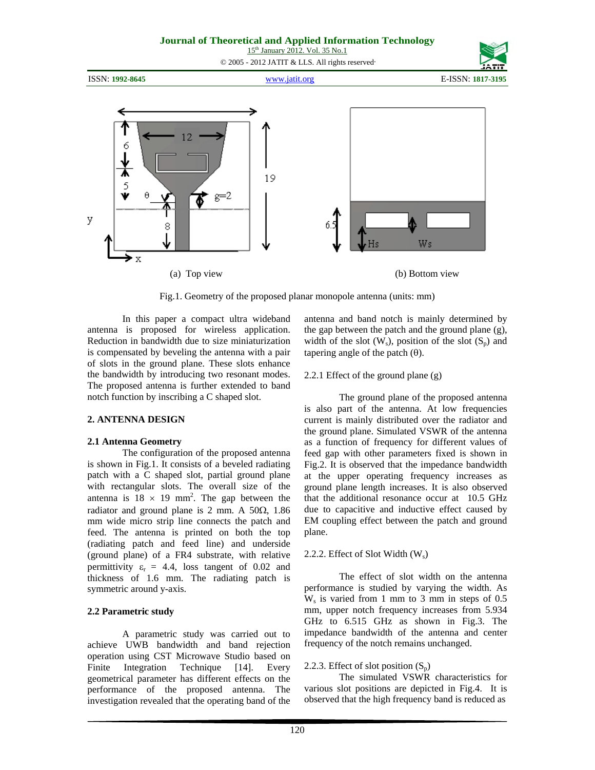(a) Top view

(b) Bottom view

Fig.1. Geometry of the proposed planar monopole antenna (units: mm)

In this paper a compact ultra wideband antenna is proposed for wireless application. Reduction in bandwidth due to size miniaturization is compensated by beveling the antenna with a pair of slots in the ground plane. These slots enhance the bandwidth by introducing two resonant modes. The proposed antenna is further extended to band notch function by inscribing a C shaped slot.

## 2. ANTENNA DESIGN

### 2.1 Antenna Geometry

The configuration of the proposed antenna is shown in Fig.1. It consists of a beveled radiating patch with a C shaped slot, partial ground plane with rectangular slots. The overall size of the antenna is 18 × 19 $mm^2$. The gap between the radiator and ground plane is 2 mm. A 50Ω, 1.86 mm wide micro strip line connects the patch and feed. The antenna is printed on both the top (radiating patch and feed line) and underside (ground plane) of a FR4 substrate, with relative permittivity $\varepsilon_r$ = 4.4, loss tangent of 0.02 and thickness of 1.6 mm. The radiating patch is symmetric around y-axis.

### 2.2 Parametric study

A parametric study was carried out to achieve UWB bandwidth and band rejection operation using CST Microwave Studio based on Finite Integration Technique [14]. Every geometrical parameter has different effects on the performance of the proposed antenna. The investigation revealed that the operating band of the antenna and band notch is mainly determined by the gap between the patch and the ground plane (g), width of the slot ($W_s$), position of the slot ($S_p$) and tapering angle of the patch (θ).

2.2.1 Effect of the ground plane (g)

The ground plane of the proposed antenna is also part of the antenna. At low frequencies current is mainly distributed over the radiator and the ground plane. Simulated VSWR of the antenna as a function of frequency for different values of feed gap with other parameters fixed is shown in Fig.2. It is observed that the impedance bandwidth at the upper operating frequency increases as ground plane length increases. It is also observed that the additional resonance occur at 10.5 GHz due to capacitive and inductive effect caused by EM coupling effect between the patch and ground plane.

2.2.2. Effect of Slot Width ($W_s$)

The effect of slot width on the antenna performance is studied by varying the width. As $W_s$ is varied from 1 mm to 3 mm in steps of 0.5 mm, upper notch frequency increases from 5.934 GHz to 6.515 GHz as shown in Fig.3. The impedance bandwidth of the antenna and center frequency of the notch remains unchanged.

2.2.3. Effect of slot position ($S_p$)

The simulated VSWR characteristics for various slot positions are depicted in Fig.4. It is observed that the high frequency band is reduced as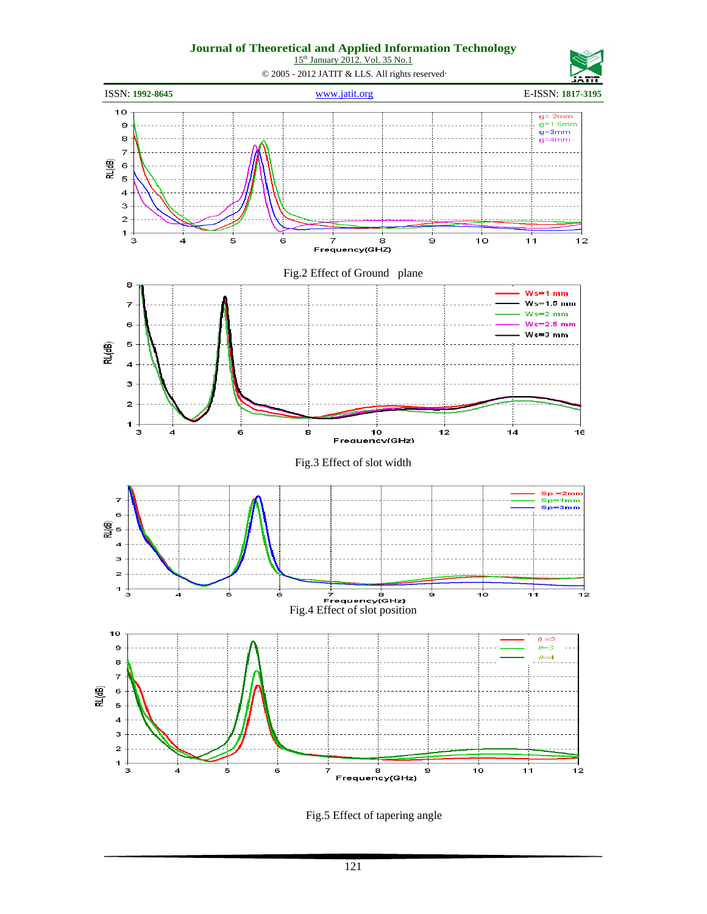Fig.2 Effect of Ground plane

Fig.3 Effect of slot width

Fig.4 Effect of slot position

Fig.5 Effect of tapering angle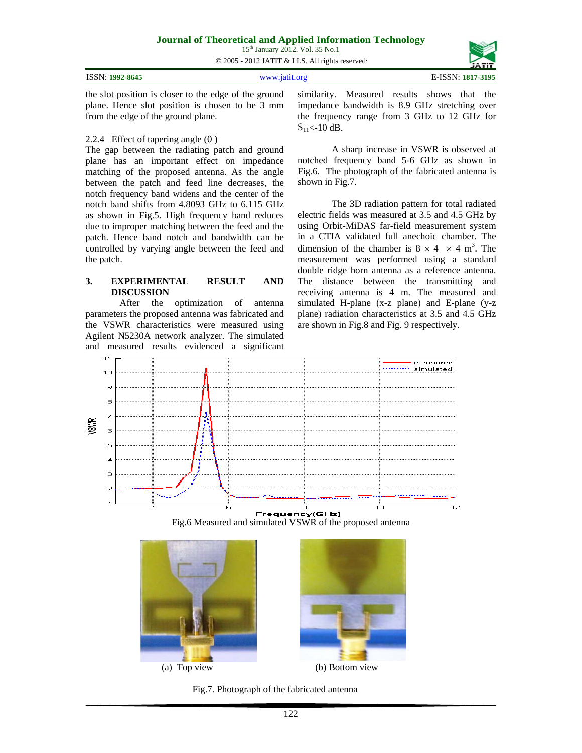the slot position is closer to the edge of the ground plane. Hence slot position is chosen to be 3 mm from the edge of the ground plane.

2.2.4 Effect of tapering angle (θ )

The gap between the radiating patch and ground plane has an important effect on impedance matching of the proposed antenna. As the angle between the patch and feed line decreases, the notch frequency band widens and the center of the notch band shifts from 4.8093 GHz to 6.115 GHz as shown in Fig.5. High frequency band reduces due to improper matching between the feed and the patch. Hence band notch and bandwidth can be controlled by varying angle between the feed and the patch.

## 3. EXPERIMENTAL RESULT AND DISCUSSION

After the optimization of antenna parameters the proposed antenna was fabricated and the VSWR characteristics were measured using Agilent N5230A network analyzer. The simulated and measured results evidenced a significant similarity. Measured results shows that the impedance bandwidth is 8.9 GHz stretching over the frequency range from 3 GHz to 12 GHz for $S_{11}$<-10 dB.

A sharp increase in VSWR is observed at notched frequency band 5-6 GHz as shown in Fig.6. The photograph of the fabricated antenna is shown in Fig.7.

The 3D radiation pattern for total radiated electric fields was measured at 3.5 and 4.5 GHz by using Orbit-MiDAS far-field measurement system in a CTIA validated full anechoic chamber. The dimension of the chamber is $8 \times 4 \times 4$ m$^3$. The measurement was performed using a standard double ridge horn antenna as a reference antenna. The distance between the transmitting and receiving antenna is 4 m. The measured and simulated H-plane (x-z plane) and E-plane (y-z plane) radiation characteristics at 3.5 and 4.5 GHz are shown in Fig.8 and Fig. 9 respectively.

Fig.6 Measured and simulated VSWR of the proposed antenna

(a) Top view

(b) Bottom view

Fig.7. Photograph of the fabricated antenna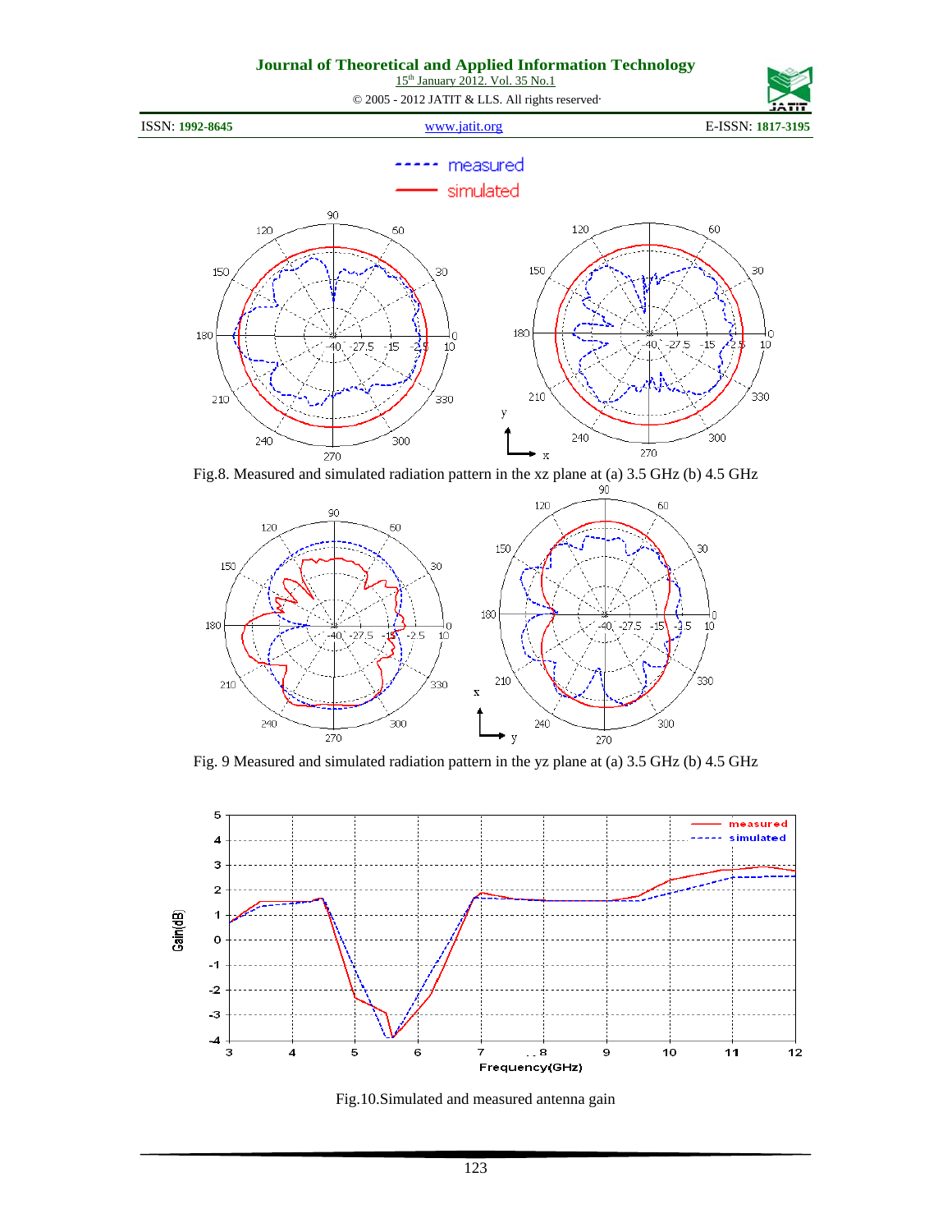Fig.8. Measured and simulated radiation pattern in the xz plane at (a) 3.5 GHz (b) 4.5 GHz

Fig. 9 Measured and simulated radiation pattern in the yz plane at (a) 3.5 GHz (b) 4.5 GHz

Fig.10.Simulated and measured antenna gain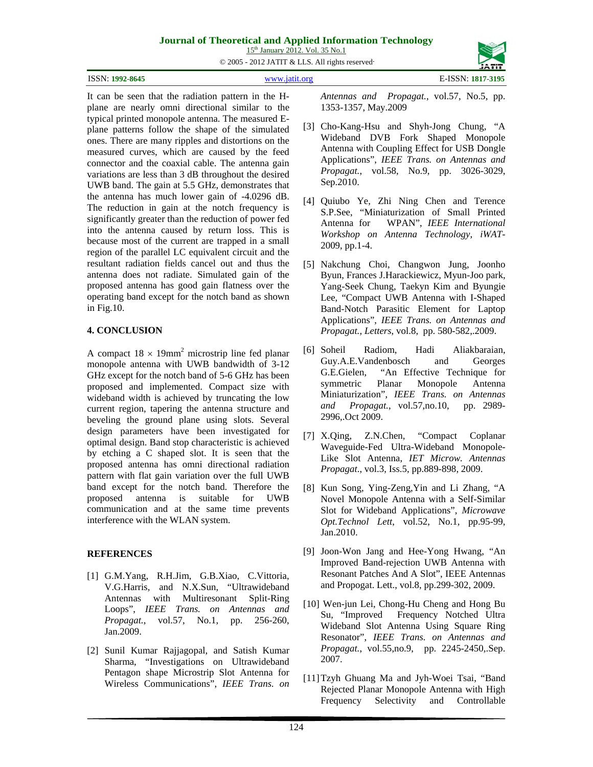It can be seen that the radiation pattern in the H-plane are nearly omni directional similar to the typical printed monopole antenna. The measured E-plane patterns follow the shape of the simulated ones. There are many ripples and distortions on the measured curves, which are caused by the feed connector and the coaxial cable. The antenna gain variations are less than 3 dB throughout the desired UWB band. The gain at 5.5 GHz, demonstrates that the antenna has much lower gain of -4.0296 dB. The reduction in gain at the notch frequency is significantly greater than the reduction of power fed into the antenna caused by return loss. This is because most of the current are trapped in a small region of the parallel LC equivalent circuit and the resultant radiation fields cancel out and thus the antenna does not radiate. Simulated gain of the proposed antenna has good gain flatness over the operating band except for the notch band as shown in Fig.10.

## 4. CONCLUSION

A compact $18 \times 19\text{mm}^2$ microstrip line fed planar monopole antenna with UWB bandwidth of 3-12 GHz except for the notch band of 5-6 GHz has been proposed and implemented. Compact size with wideband width is achieved by truncating the low current region, tapering the antenna structure and beveling the ground plane using slots. Several design parameters have been investigated for optimal design. Band stop characteristic is achieved by etching a C shaped slot. It is seen that the proposed antenna has omni directional radiation pattern with flat gain variation over the full UWB band except for the notch band. Therefore the proposed antenna is suitable for UWB communication and at the same time prevents interference with the WLAN system.

## REFERENCES

[1] G.M.Yang, R.H.Jim, G.B.Xiao, C.Vittoria, V.G.Harris, and N.X.Sun, "Ultrawideband Antennas with Multiresonant Split-Ring Loops", *IEEE Trans. on Antennas and Propagat.*, vol.57, No.1, pp. 256-260, Jan.2009.

[2] Sunil Kumar Rajjagopal, and Satish Kumar Sharma, "Investigations on Ultrawideband Pentagon shape Microstrip Slot Antenna for Wireless Communications", *IEEE Trans. on Antennas and Propagat.*, vol.57, No.5, pp. 1353-1357, May.2009

[3] Cho-Kang-Hsu and Shyh-Jong Chung, "A Wideband DVB Fork Shaped Monopole Antenna with Coupling Effect for USB Dongle Applications", *IEEE Trans. on Antennas and Propagat.*, vol.58, No.9, pp. 3026-3029, Sep.2010.

[4] Quiubo Ye, Zhi Ning Chen and Terence S.P.See, "Miniaturization of Small Printed Antenna for WPAN", *IEEE International Workshop on Antenna Technology, iWAT-*2009, pp.1-4.

[5] Nakchung Choi, Changwon Jung, Joonho Byun, Frances J.Harackiewicz, Myun-Joo park, Yang-Seek Chung, Taekyn Kim and Byungie Lee, "Compact UWB Antenna with I-Shaped Band-Notch Parasitic Element for Laptop Applications", *IEEE Trans. on Antennas and Propagat., Letters*, vol.8, pp. 580-582,.2009.

[6] Soheil Radiom, Hadi Aliakbaraian, Guy.A.E.Vandenbosch and Georges G.E.Gielen, "An Effective Technique for symmetric Planar Monopole Antenna Miniaturization", *IEEE Trans. on Antennas and Propagat.*, vol.57,no.10, pp. 2989-2996,.Oct 2009.

[7] X.Qing, Z.N.Chen, "Compact Coplanar Waveguide-Fed Ultra-Wideband Monopole-Like Slot Antenna, *IET Microw. Antennas Propagat.*, vol.3, Iss.5, pp.889-898, 2009.

[8] Kun Song, Ying-Zeng,Yin and Li Zhang, "A Novel Monopole Antenna with a Self-Similar Slot for Wideband Applications", *Microwave Opt.Technol Lett*, vol.52, No.1, pp.95-99, Jan.2010.

[9] Joon-Won Jang and Hee-Yong Hwang, "An Improved Band-rejection UWB Antenna with Resonant Patches And A Slot", IEEE Antennas and Propogat. Lett., vol.8, pp.299-302, 2009.

[10] Wen-jun Lei, Chong-Hu Cheng and Hong Bu Su, "Improved Frequency Notched Ultra Wideband Slot Antenna Using Square Ring Resonator", *IEEE Trans. on Antennas and Propagat.*, vol.55,no.9, pp. 2245-2450,.Sep. 2007.

[11] Tzyh Ghuang Ma and Jyh-Woei Tsai, "Band Rejected Planar Monopole Antenna with High Frequency Selectivity and Controllable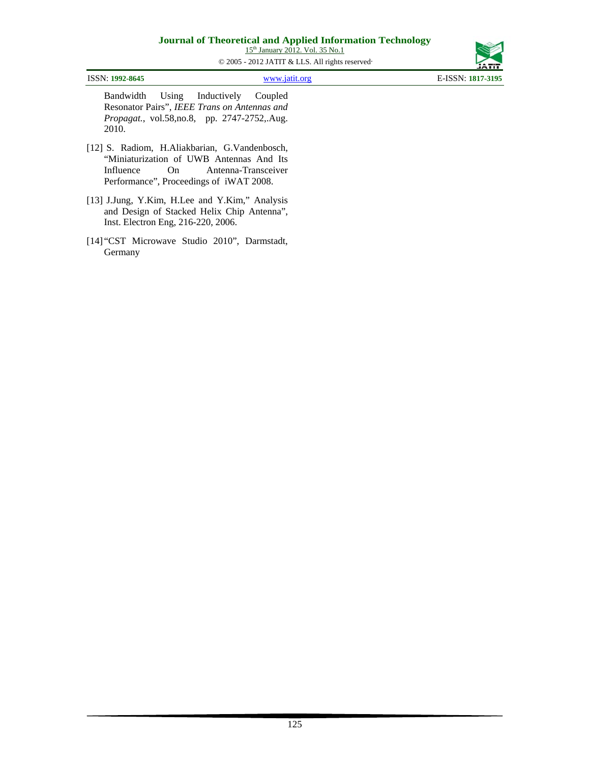Bandwidth Using Inductively Coupled Resonator Pairs", *IEEE Trans on Antennas and Propagat.*, vol.58,no.8, pp. 2747-2752,.Aug. 2010.

[12] S. Radiom, H.Aliakbarian, G.Vandenbosch, "Miniaturization of UWB Antennas And Its Influence On Antenna-Transceiver Performance", Proceedings of iWAT 2008.

[13] J.Jung, Y.Kim, H.Lee and Y.Kim," Analysis and Design of Stacked Helix Chip Antenna", Inst. Electron Eng, 216-220, 2006.

[14] "CST Microwave Studio 2010", Darmstadt, Germany